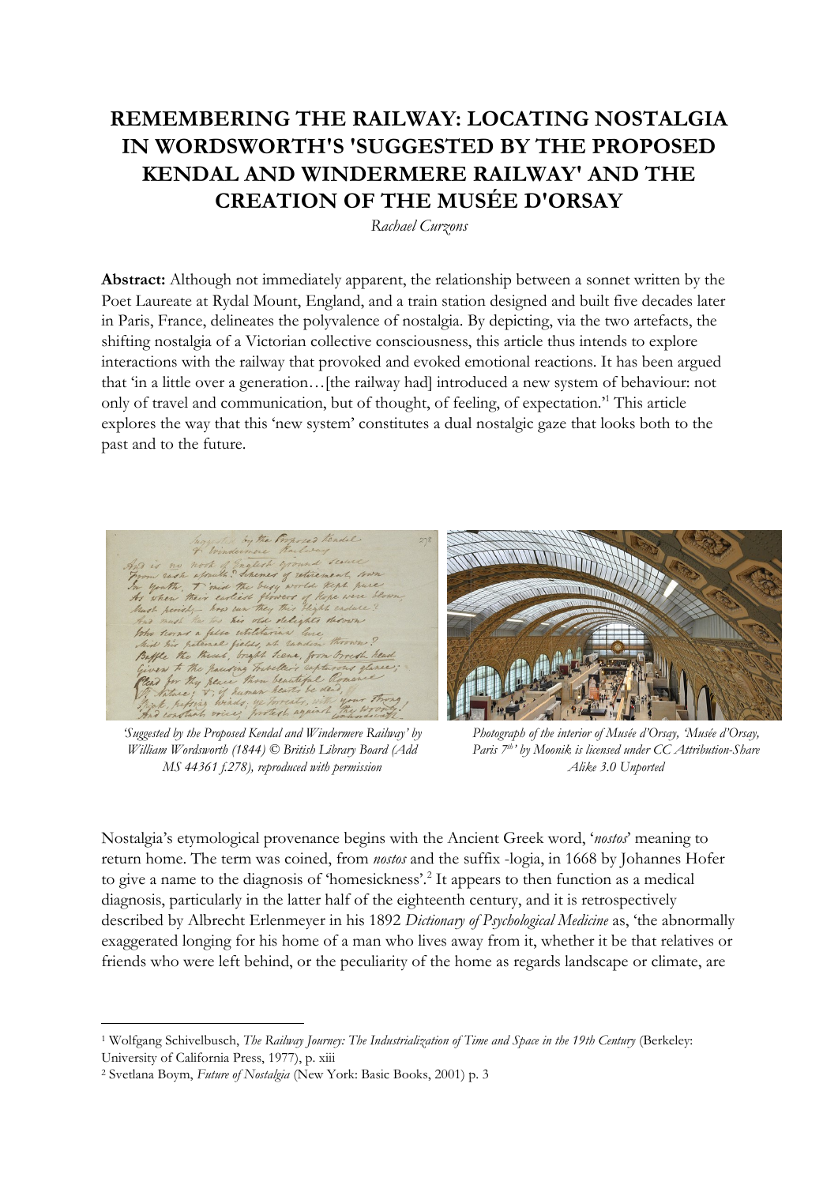# REMEMBERING THE RAILWAY: LOCATING NOSTALGIA IN WORDSWORTH'S 'SUGGESTED BY THE PROPOSED KENDAL AND WINDERMERE RAILWAY' AND THE CREATION OF THE MUSÉE D'ORSAY

*Rachael Curzons*

**Abstract:** Although not immediately apparent, the relationship between a sonnet written by the Poet Laureate at Rydal Mount, England, and a train station designed and built five decades later in Paris, France, delineates the polyvalence of nostalgia. By depicting, via the two artefacts, the shifting nostalgia of a Victorian collective consciousness, this article thus intends to explore interactions with the railway that provoked and evoked emotional reactions. It has been argued that 'in a little over a generation…[the railway had] introduced a new system of behaviour: not only of travel and communication, but of thought, of feeling, of expectation.'[1] This article explores the way that this 'new system' constitutes a dual nostalgic gaze that looks both to the past and to the future.

*'Suggested by the Proposed Kendal and Windermere Railway' by William Wordsworth (1844) © British Library Board (Add MS 44361 f.278), reproduced with permission*

*Photograph of the interior of Musée d'Orsay, 'Musée d'Orsay, Paris 7th' by Moonik is licensed under CC Attribution-Share Alike 3.0 Unported*

Nostalgia's etymological provenance begins with the Ancient Greek word, '*nostos*' meaning to return home. The term was coined, from *nostos* and the suffix -logia, in 1668 by Johannes Hofer to give a name to the diagnosis of 'homesickness'.[2] It appears to then function as a medical diagnosis, particularly in the latter half of the eighteenth century, and it is retrospectively described by Albrecht Erlenmeyer in his 1892 *Dictionary of Psychological Medicine* as, 'the abnormally exaggerated longing for his home of a man who lives away from it, whether it be that relatives or friends who were left behind, or the peculiarity of the home as regards landscape or climate, are

---

[1] Wolfgang Schivelbusch, *The Railway Journey: The Industrialization of Time and Space in the 19th Century* (Berkeley: University of California Press, 1977), p. xiii

[2] Svetlana Boym, *Future of Nostalgia* (New York: Basic Books, 2001) p. 3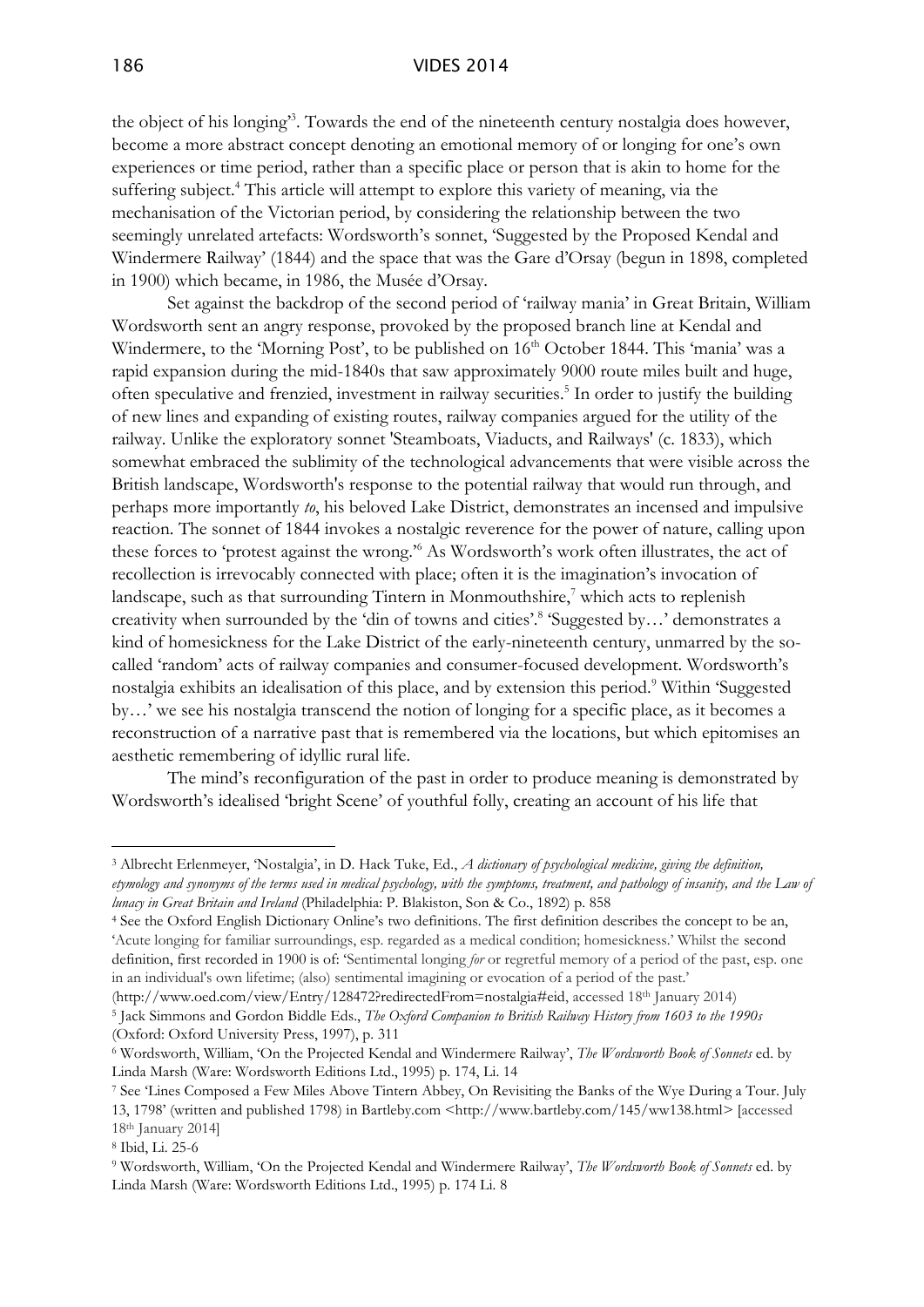the object of his longing'[3]. Towards the end of the nineteenth century nostalgia does however, become a more abstract concept denoting an emotional memory of or longing for one's own experiences or time period, rather than a specific place or person that is akin to home for the suffering subject.[4] This article will attempt to explore this variety of meaning, via the mechanisation of the Victorian period, by considering the relationship between the two seemingly unrelated artefacts: Wordsworth's sonnet, 'Suggested by the Proposed Kendal and Windermere Railway' (1844) and the space that was the Gare d'Orsay (begun in 1898, completed in 1900) which became, in 1986, the Musée d'Orsay.

Set against the backdrop of the second period of 'railway mania' in Great Britain, William Wordsworth sent an angry response, provoked by the proposed branch line at Kendal and Windermere, to the 'Morning Post', to be published on 16th October 1844. This 'mania' was a rapid expansion during the mid-1840s that saw approximately 9000 route miles built and huge, often speculative and frenzied, investment in railway securities.[5] In order to justify the building of new lines and expanding of existing routes, railway companies argued for the utility of the railway. Unlike the exploratory sonnet 'Steamboats, Viaducts, and Railways' (c. 1833), which somewhat embraced the sublimity of the technological advancements that were visible across the British landscape, Wordsworth's response to the potential railway that would run through, and perhaps more importantly *to*, his beloved Lake District, demonstrates an incensed and impulsive reaction. The sonnet of 1844 invokes a nostalgic reverence for the power of nature, calling upon these forces to 'protest against the wrong.'[6] As Wordsworth's work often illustrates, the act of recollection is irrevocably connected with place; often it is the imagination's invocation of landscape, such as that surrounding Tintern in Monmouthshire,[7] which acts to replenish creativity when surrounded by the 'din of towns and cities'.[8] 'Suggested by…' demonstrates a kind of homesickness for the Lake District of the early-nineteenth century, unmarred by the so-called 'random' acts of railway companies and consumer-focused development. Wordsworth's nostalgia exhibits an idealisation of this place, and by extension this period.[9] Within 'Suggested by…' we see his nostalgia transcend the notion of longing for a specific place, as it becomes a reconstruction of a narrative past that is remembered via the locations, but which epitomises an aesthetic remembering of idyllic rural life.

The mind's reconfiguration of the past in order to produce meaning is demonstrated by Wordsworth's idealised 'bright Scene' of youthful folly, creating an account of his life that

---

[3] Albrecht Erlenmeyer, 'Nostalgia', in D. Hack Tuke, Ed., *A dictionary of psychological medicine, giving the definition, etymology and synonyms of the terms used in medical psychology, with the symptoms, treatment, and pathology of insanity, and the Law of lunacy in Great Britain and Ireland* (Philadelphia: P. Blakiston, Son & Co., 1892) p. 858

[4] See the Oxford English Dictionary Online's two definitions. The first definition describes the concept to be an, 'Acute longing for familiar surroundings, esp. regarded as a medical condition; homesickness.' Whilst the second definition, first recorded in 1900 is of: 'Sentimental longing *for* or regretful memory of a period of the past, esp. one in an individual's own lifetime; (also) sentimental imagining or evocation of a period of the past.' (http://www.oed.com/view/Entry/128472?redirectedFrom=nostalgia#eid, accessed 18th January 2014)

[5] Jack Simmons and Gordon Biddle Eds., *The Oxford Companion to British Railway History from 1603 to the 1990s* (Oxford: Oxford University Press, 1997), p. 311

[6] Wordsworth, William, 'On the Projected Kendal and Windermere Railway', *The Wordsworth Book of Sonnets* ed. by Linda Marsh (Ware: Wordsworth Editions Ltd., 1995) p. 174, Li. 14

[7] See 'Lines Composed a Few Miles Above Tintern Abbey, On Revisiting the Banks of the Wye During a Tour. July 13, 1798' (written and published 1798) in Bartleby.com <http://www.bartleby.com/145/ww138.html> [accessed 18th January 2014]

[8] Ibid, Li. 25-6

[9] Wordsworth, William, 'On the Projected Kendal and Windermere Railway', *The Wordsworth Book of Sonnets* ed. by Linda Marsh (Ware: Wordsworth Editions Ltd., 1995) p. 174 Li. 8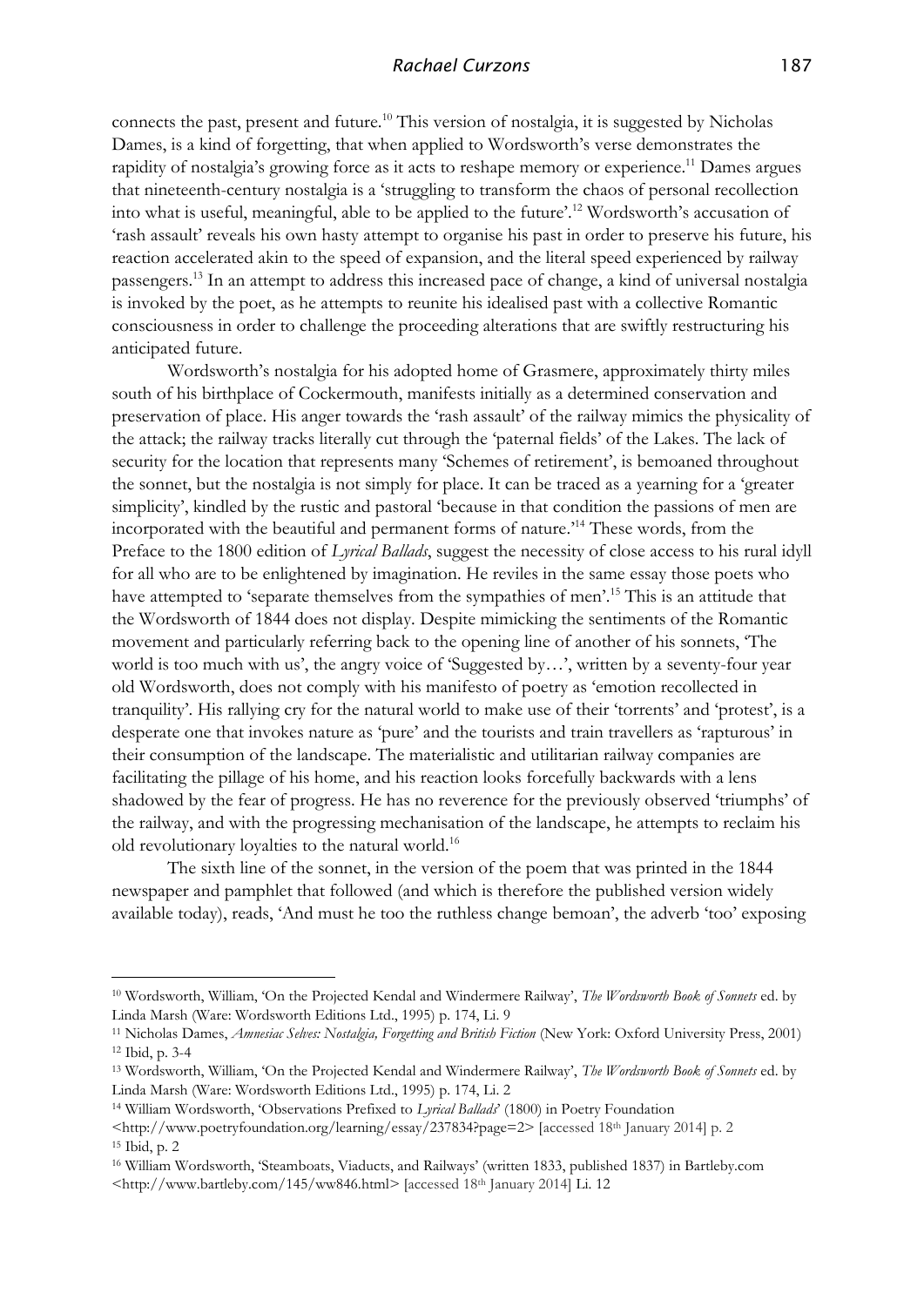connects the past, present and future.[10] This version of nostalgia, it is suggested by Nicholas Dames, is a kind of forgetting, that when applied to Wordsworth's verse demonstrates the rapidity of nostalgia's growing force as it acts to reshape memory or experience.[11] Dames argues that nineteenth-century nostalgia is a 'struggling to transform the chaos of personal recollection into what is useful, meaningful, able to be applied to the future'.[12] Wordsworth's accusation of 'rash assault' reveals his own hasty attempt to organise his past in order to preserve his future, his reaction accelerated akin to the speed of expansion, and the literal speed experienced by railway passengers.[13] In an attempt to address this increased pace of change, a kind of universal nostalgia is invoked by the poet, as he attempts to reunite his idealised past with a collective Romantic consciousness in order to challenge the proceeding alterations that are swiftly restructuring his anticipated future.

Wordsworth's nostalgia for his adopted home of Grasmere, approximately thirty miles south of his birthplace of Cockermouth, manifests initially as a determined conservation and preservation of place. His anger towards the 'rash assault' of the railway mimics the physicality of the attack; the railway tracks literally cut through the 'paternal fields' of the Lakes. The lack of security for the location that represents many 'Schemes of retirement', is bemoaned throughout the sonnet, but the nostalgia is not simply for place. It can be traced as a yearning for a 'greater simplicity', kindled by the rustic and pastoral 'because in that condition the passions of men are incorporated with the beautiful and permanent forms of nature.'[14] These words, from the Preface to the 1800 edition of *Lyrical Ballads*, suggest the necessity of close access to his rural idyll for all who are to be enlightened by imagination. He reviles in the same essay those poets who have attempted to 'separate themselves from the sympathies of men'.[15] This is an attitude that the Wordsworth of 1844 does not display. Despite mimicking the sentiments of the Romantic movement and particularly referring back to the opening line of another of his sonnets, 'The world is too much with us', the angry voice of 'Suggested by…', written by a seventy-four year old Wordsworth, does not comply with his manifesto of poetry as 'emotion recollected in tranquility'. His rallying cry for the natural world to make use of their 'torrents' and 'protest', is a desperate one that invokes nature as 'pure' and the tourists and train travellers as 'rapturous' in their consumption of the landscape. The materialistic and utilitarian railway companies are facilitating the pillage of his home, and his reaction looks forcefully backwards with a lens shadowed by the fear of progress. He has no reverence for the previously observed 'triumphs' of the railway, and with the progressing mechanisation of the landscape, he attempts to reclaim his old revolutionary loyalties to the natural world.[16]

The sixth line of the sonnet, in the version of the poem that was printed in the 1844 newspaper and pamphlet that followed (and which is therefore the published version widely available today), reads, 'And must he too the ruthless change bemoan', the adverb 'too' exposing

---

[10] Wordsworth, William, 'On the Projected Kendal and Windermere Railway', *The Wordsworth Book of Sonnets* ed. by Linda Marsh (Ware: Wordsworth Editions Ltd., 1995) p. 174, Li. 9

[11] Nicholas Dames, *Amnesiac Selves: Nostalgia, Forgetting and British Fiction* (New York: Oxford University Press, 2001)

[12] Ibid, p. 3-4

[13] Wordsworth, William, 'On the Projected Kendal and Windermere Railway', *The Wordsworth Book of Sonnets* ed. by Linda Marsh (Ware: Wordsworth Editions Ltd., 1995) p. 174, Li. 2

[14] William Wordsworth, 'Observations Prefixed to *Lyrical Ballads*' (1800) in Poetry Foundation <http://www.poetryfoundation.org/learning/essay/237834?page=2> [accessed 18th January 2014] p. 2

[15] Ibid, p. 2

[16] William Wordsworth, 'Steamboats, Viaducts, and Railways' (written 1833, published 1837) in Bartleby.com <http://www.bartleby.com/145/ww846.html> [accessed 18th January 2014] Li. 12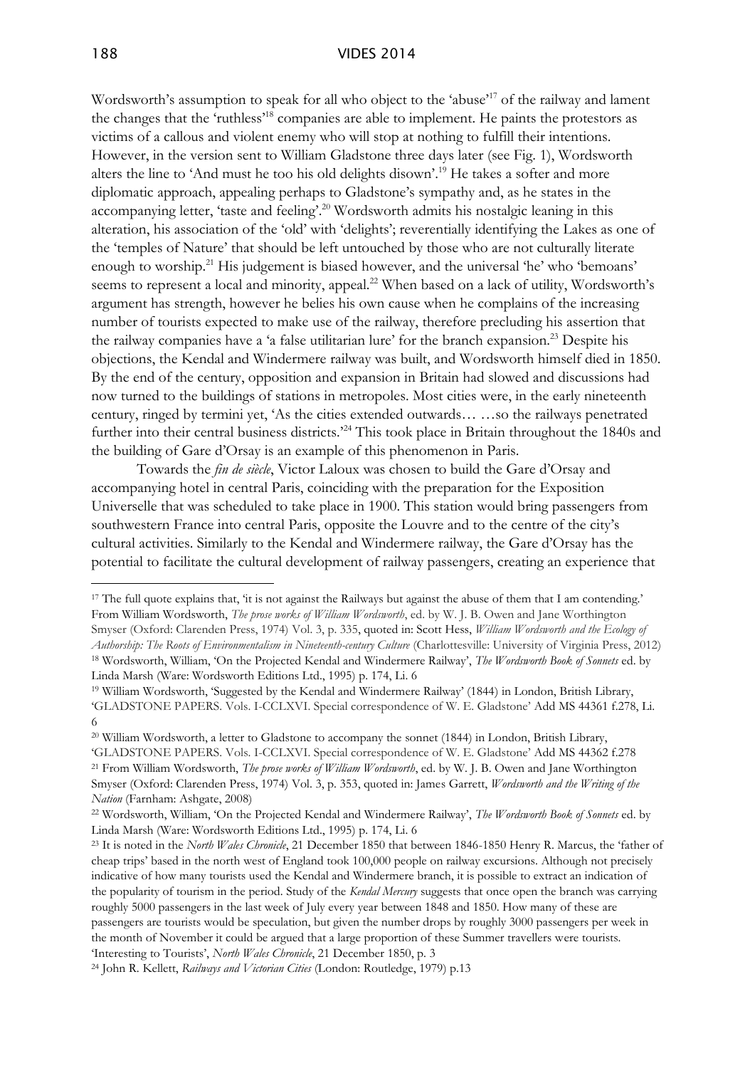Wordsworth's assumption to speak for all who object to the 'abuse'[17] of the railway and lament the changes that the 'ruthless'[18] companies are able to implement. He paints the protestors as victims of a callous and violent enemy who will stop at nothing to fulfill their intentions. However, in the version sent to William Gladstone three days later (see Fig. 1), Wordsworth alters the line to 'And must he too his old delights disown'.[19] He takes a softer and more diplomatic approach, appealing perhaps to Gladstone's sympathy and, as he states in the accompanying letter, 'taste and feeling'.[20] Wordsworth admits his nostalgic leaning in this alteration, his association of the 'old' with 'delights'; reverentially identifying the Lakes as one of the 'temples of Nature' that should be left untouched by those who are not culturally literate enough to worship.[21] His judgement is biased however, and the universal 'he' who 'bemoans' seems to represent a local and minority, appeal.[22] When based on a lack of utility, Wordsworth's argument has strength, however he belies his own cause when he complains of the increasing number of tourists expected to make use of the railway, therefore precluding his assertion that the railway companies have a 'a false utilitarian lure' for the branch expansion.[23] Despite his objections, the Kendal and Windermere railway was built, and Wordsworth himself died in 1850. By the end of the century, opposition and expansion in Britain had slowed and discussions had now turned to the buildings of stations in metropoles. Most cities were, in the early nineteenth century, ringed by termini yet, 'As the cities extended outwards… …so the railways penetrated further into their central business districts.'[24] This took place in Britain throughout the 1840s and the building of Gare d'Orsay is an example of this phenomenon in Paris.

Towards the *fin de siècle*, Victor Laloux was chosen to build the Gare d'Orsay and accompanying hotel in central Paris, coinciding with the preparation for the Exposition Universelle that was scheduled to take place in 1900. This station would bring passengers from southwestern France into central Paris, opposite the Louvre and to the centre of the city's cultural activities. Similarly to the Kendal and Windermere railway, the Gare d'Orsay has the potential to facilitate the cultural development of railway passengers, creating an experience that

---

[17] The full quote explains that, 'it is not against the Railways but against the abuse of them that I am contending.' From William Wordsworth, *The prose works of William Wordsworth*, ed. by W. J. B. Owen and Jane Worthington Smyser (Oxford: Clarendon Press, 1974) Vol. 3, p. 335, quoted in: Scott Hess, *William Wordsworth and the Ecology of Authorship: The Roots of Environmentalism in Nineteenth-century Culture* (Charlottesville: University of Virginia Press, 2012)

[18] Wordsworth, William, 'On the Projected Kendal and Windermere Railway', *The Wordsworth Book of Sonnets* ed. by Linda Marsh (Ware: Wordsworth Editions Ltd., 1995) p. 174, Li. 6

[19] William Wordsworth, 'Suggested by the Kendal and Windermere Railway' (1844) in London, British Library, 'GLADSTONE PAPERS. Vols. I-CCLXVI. Special correspondence of W. E. Gladstone' Add MS 44361 f.278, Li. 6

[20] William Wordsworth, a letter to Gladstone to accompany the sonnet (1844) in London, British Library, 'GLADSTONE PAPERS. Vols. I-CCLXVI. Special correspondence of W. E. Gladstone' Add MS 44362 f.278

[21] From William Wordsworth, *The prose works of William Wordsworth*, ed. by W. J. B. Owen and Jane Worthington Smyser (Oxford: Clarendon Press, 1974) Vol. 3, p. 353, quoted in: James Garrett, *Wordsworth and the Writing of the Nation* (Farnham: Ashgate, 2008)

[22] Wordsworth, William, 'On the Projected Kendal and Windermere Railway', *The Wordsworth Book of Sonnets* ed. by Linda Marsh (Ware: Wordsworth Editions Ltd., 1995) p. 174, Li. 6

[23] It is noted in the *North Wales Chronicle*, 21 December 1850 that between 1846-1850 Henry R. Marcus, the 'father of cheap trips' based in the north west of England took 100,000 people on railway excursions. Although not precisely indicative of how many tourists used the Kendal and Windermere branch, it is possible to extract an indication of the popularity of tourism in the period. Study of the *Kendal Mercury* suggests that once open the branch was carrying roughly 5000 passengers in the last week of July every year between 1848 and 1850. How many of these are passengers are tourists would be speculation, but given the number drops by roughly 3000 passengers per week in the month of November it could be argued that a large proportion of these Summer travellers were tourists. 'Interesting to Tourists', *North Wales Chronicle*, 21 December 1850, p. 3

[24] John R. Kellett, *Railways and Victorian Cities* (London: Routledge, 1979) p.13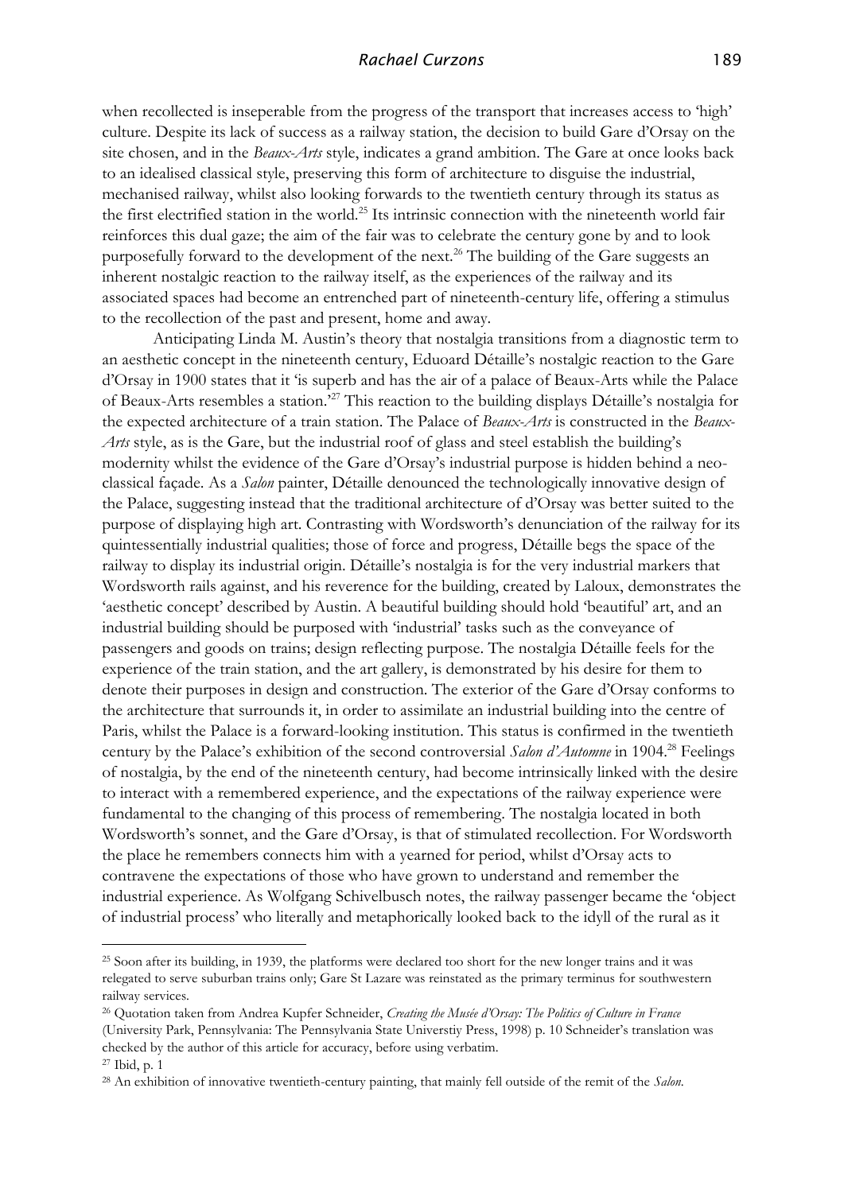when recollected is inseperable from the progress of the transport that increases access to 'high' culture. Despite its lack of success as a railway station, the decision to build Gare d'Orsay on the site chosen, and in the *Beaux-Arts* style, indicates a grand ambition. The Gare at once looks back to an idealised classical style, preserving this form of architecture to disguise the industrial, mechanised railway, whilst also looking forwards to the twentieth century through its status as the first electrified station in the world.[25] Its intrinsic connection with the nineteenth world fair reinforces this dual gaze; the aim of the fair was to celebrate the century gone by and to look purposefully forward to the development of the next.[26] The building of the Gare suggests an inherent nostalgic reaction to the railway itself, as the experiences of the railway and its associated spaces had become an entrenched part of nineteenth-century life, offering a stimulus to the recollection of the past and present, home and away.

Anticipating Linda M. Austin's theory that nostalgia transitions from a diagnostic term to an aesthetic concept in the nineteenth century, Eduoard Détaille's nostalgic reaction to the Gare d'Orsay in 1900 states that it 'is superb and has the air of a palace of Beaux-Arts while the Palace of Beaux-Arts resembles a station.'[27] This reaction to the building displays Détaille's nostalgia for the expected architecture of a train station. The Palace of *Beaux-Arts* is constructed in the *Beaux-Arts* style, as is the Gare, but the industrial roof of glass and steel establish the building's modernity whilst the evidence of the Gare d'Orsay's industrial purpose is hidden behind a neo-classical façade. As a *Salon* painter, Détaille denounced the technologically innovative design of the Palace, suggesting instead that the traditional architecture of d'Orsay was better suited to the purpose of displaying high art. Contrasting with Wordsworth's denunciation of the railway for its quintessentially industrial qualities; those of force and progress, Détaille begs the space of the railway to display its industrial origin. Détaille's nostalgia is for the very industrial markers that Wordsworth rails against, and his reverence for the building, created by Laloux, demonstrates the 'aesthetic concept' described by Austin. A beautiful building should hold 'beautiful' art, and an industrial building should be purposed with 'industrial' tasks such as the conveyance of passengers and goods on trains; design reflecting purpose. The nostalgia Détaille feels for the experience of the train station, and the art gallery, is demonstrated by his desire for them to denote their purposes in design and construction. The exterior of the Gare d'Orsay conforms to the architecture that surrounds it, in order to assimilate an industrial building into the centre of Paris, whilst the Palace is a forward-looking institution. This status is confirmed in the twentieth century by the Palace's exhibition of the second controversial *Salon d'Automne* in 1904.[28] Feelings of nostalgia, by the end of the nineteenth century, had become intrinsically linked with the desire to interact with a remembered experience, and the expectations of the railway experience were fundamental to the changing of this process of remembering. The nostalgia located in both Wordsworth's sonnet, and the Gare d'Orsay, is that of stimulated recollection. For Wordsworth the place he remembers connects him with a yearned for period, whilst d'Orsay acts to contravene the expectations of those who have grown to understand and remember the industrial experience. As Wolfgang Schivelbusch notes, the railway passenger became the 'object of industrial process' who literally and metaphorically looked back to the idyll of the rural as it

---

[25] Soon after its building, in 1939, the platforms were declared too short for the new longer trains and it was relegated to serve suburban trains only; Gare St Lazare was reinstated as the primary terminus for southwestern railway services.

[26] Quotation taken from Andrea Kupfer Schneider, *Creating the Musée d'Orsay: The Politics of Culture in France* (University Park, Pennsylvania: The Pennsylvania State Universtiy Press, 1998) p. 10 Schneider's translation was checked by the author of this article for accuracy, before using verbatim.

[27] Ibid, p. 1

[28] An exhibition of innovative twentieth-century painting, that mainly fell outside of the remit of the *Salon*.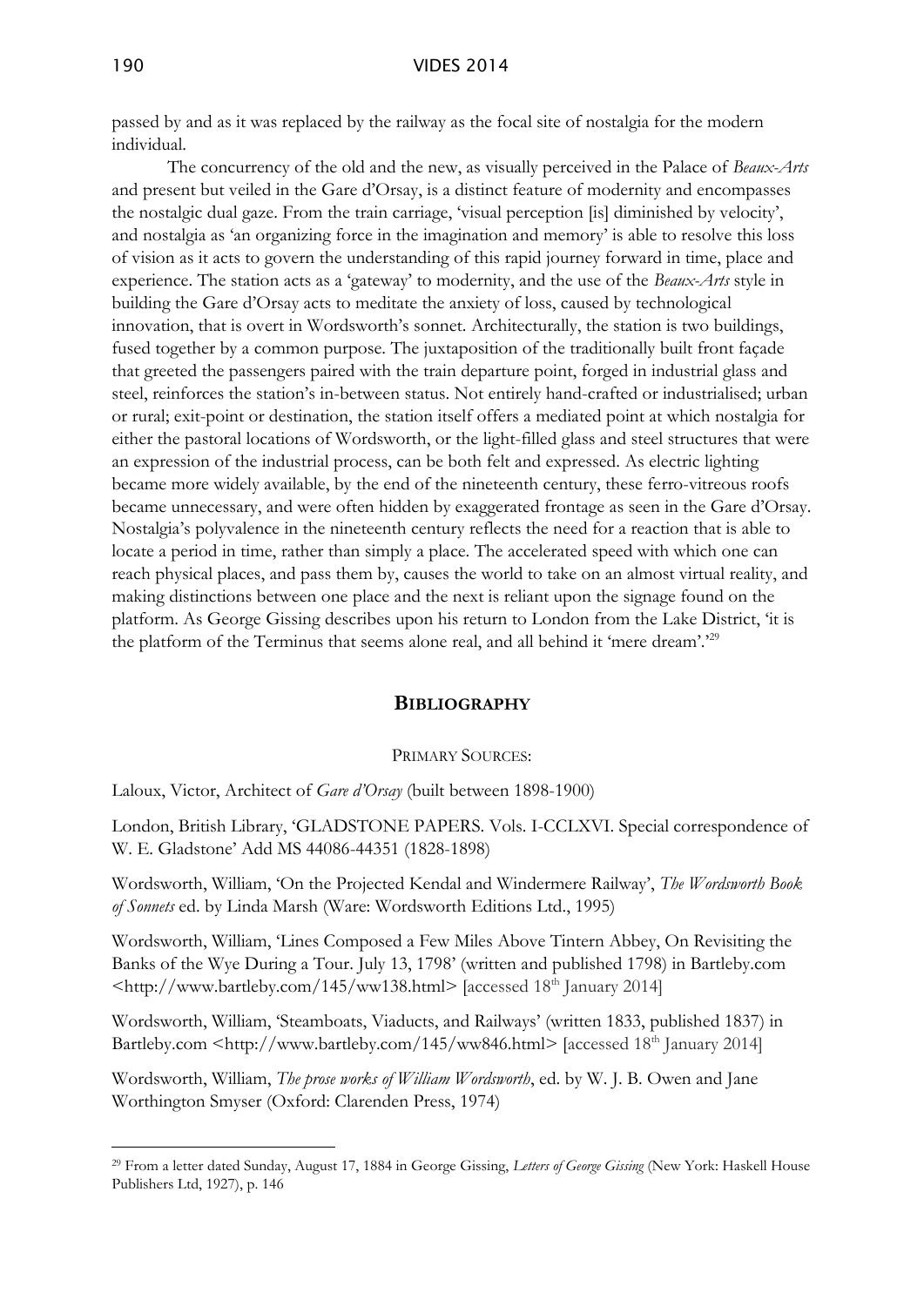passed by and as it was replaced by the railway as the focal site of nostalgia for the modern individual.

The concurrency of the old and the new, as visually perceived in the Palace of *Beaux-Arts* and present but veiled in the Gare d'Orsay, is a distinct feature of modernity and encompasses the nostalgic dual gaze. From the train carriage, 'visual perception [is] diminished by velocity', and nostalgia as 'an organizing force in the imagination and memory' is able to resolve this loss of vision as it acts to govern the understanding of this rapid journey forward in time, place and experience. The station acts as a 'gateway' to modernity, and the use of the *Beaux-Arts* style in building the Gare d'Orsay acts to meditate the anxiety of loss, caused by technological innovation, that is overt in Wordsworth's sonnet. Architecturally, the station is two buildings, fused together by a common purpose. The juxtaposition of the traditionally built front façade that greeted the passengers paired with the train departure point, forged in industrial glass and steel, reinforces the station's in-between status. Not entirely hand-crafted or industrialised; urban or rural; exit-point or destination, the station itself offers a mediated point at which nostalgia for either the pastoral locations of Wordsworth, or the light-filled glass and steel structures that were an expression of the industrial process, can be both felt and expressed. As electric lighting became more widely available, by the end of the nineteenth century, these ferro-vitreous roofs became unnecessary, and were often hidden by exaggerated frontage as seen in the Gare d'Orsay. Nostalgia's polyvalence in the nineteenth century reflects the need for a reaction that is able to locate a period in time, rather than simply a place. The accelerated speed with which one can reach physical places, and pass them by, causes the world to take on an almost virtual reality, and making distinctions between one place and the next is reliant upon the signage found on the platform. As George Gissing describes upon his return to London from the Lake District, 'it is the platform of the Terminus that seems alone real, and all behind it 'mere dream'.'[29]

## BIBLIOGRAPHY

PRIMARY SOURCES:

Laloux, Victor, Architect of *Gare d'Orsay* (built between 1898-1900)

London, British Library, 'GLADSTONE PAPERS. Vols. I-CCLXVI. Special correspondence of W. E. Gladstone' Add MS 44086-44351 (1828-1898)

Wordsworth, William, 'On the Projected Kendal and Windermere Railway', *The Wordsworth Book of Sonnets* ed. by Linda Marsh (Ware: Wordsworth Editions Ltd., 1995)

Wordsworth, William, 'Lines Composed a Few Miles Above Tintern Abbey, On Revisiting the Banks of the Wye During a Tour. July 13, 1798' (written and published 1798) in Bartleby.com <http://www.bartleby.com/145/ww138.html> [accessed 18th January 2014]

Wordsworth, William, 'Steamboats, Viaducts, and Railways' (written 1833, published 1837) in Bartleby.com <http://www.bartleby.com/145/ww846.html> [accessed 18th January 2014]

Wordsworth, William, *The prose works of William Wordsworth*, ed. by W. J. B. Owen and Jane Worthington Smyser (Oxford: Clarenden Press, 1974)

---

[29] From a letter dated Sunday, August 17, 1884 in George Gissing, *Letters of George Gissing* (New York: Haskell House Publishers Ltd, 1927), p. 146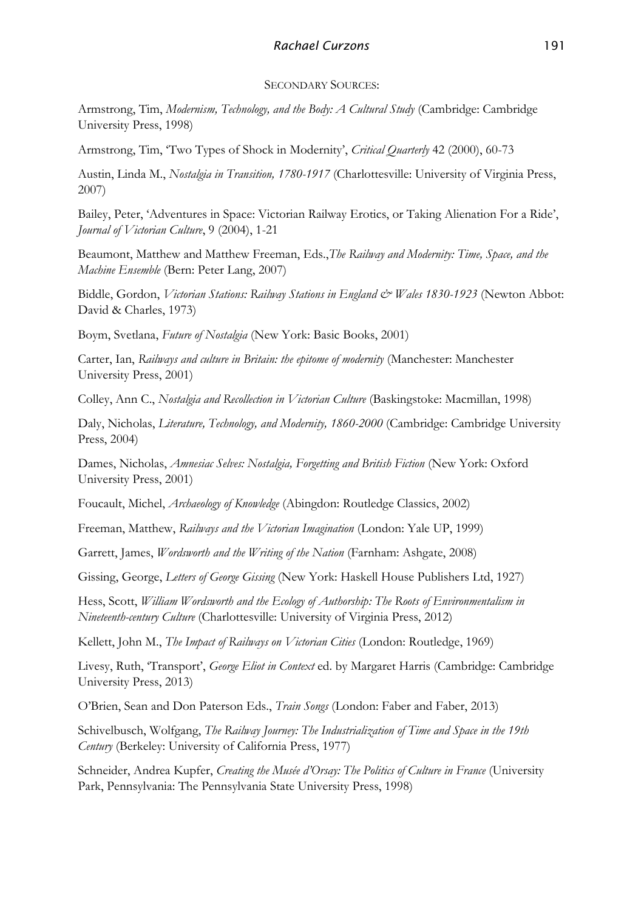## SECONDARY SOURCES:

Armstrong, Tim, *Modernism, Technology, and the Body: A Cultural Study* (Cambridge: Cambridge University Press, 1998)

Armstrong, Tim, 'Two Types of Shock in Modernity', *Critical Quarterly* 42 (2000), 60-73

Austin, Linda M., *Nostalgia in Transition, 1780-1917* (Charlottesville: University of Virginia Press, 2007)

Bailey, Peter, 'Adventures in Space: Victorian Railway Erotics, or Taking Alienation For a Ride', *Journal of Victorian Culture*, 9 (2004), 1-21

Beaumont, Matthew and Matthew Freeman, Eds.,*The Railway and Modernity: Time, Space, and the Machine Ensemble* (Bern: Peter Lang, 2007)

Biddle, Gordon, *Victorian Stations: Railway Stations in England & Wales 1830-1923* (Newton Abbot: David & Charles, 1973)

Boym, Svetlana, *Future of Nostalgia* (New York: Basic Books, 2001)

Carter, Ian, *Railways and culture in Britain: the epitome of modernity* (Manchester: Manchester University Press, 2001)

Colley, Ann C., *Nostalgia and Recollection in Victorian Culture* (Baskingstoke: Macmillan, 1998)

Daly, Nicholas, *Literature, Technology, and Modernity, 1860-2000* (Cambridge: Cambridge University Press, 2004)

Dames, Nicholas, *Amnesiac Selves: Nostalgia, Forgetting and British Fiction* (New York: Oxford University Press, 2001)

Foucault, Michel, *Archaeology of Knowledge* (Abingdon: Routledge Classics, 2002)

Freeman, Matthew, *Railways and the Victorian Imagination* (London: Yale UP, 1999)

Garrett, James, *Wordsworth and the Writing of the Nation* (Farnham: Ashgate, 2008)

Gissing, George, *Letters of George Gissing* (New York: Haskell House Publishers Ltd, 1927)

Hess, Scott, *William Wordsworth and the Ecology of Authorship: The Roots of Environmentalism in Nineteenth-century Culture* (Charlottesville: University of Virginia Press, 2012)

Kellett, John M., *The Impact of Railways on Victorian Cities* (London: Routledge, 1969)

Livesy, Ruth, 'Transport', *George Eliot in Context* ed. by Margaret Harris (Cambridge: Cambridge University Press, 2013)

O'Brien, Sean and Don Paterson Eds., *Train Songs* (London: Faber and Faber, 2013)

Schivelbusch, Wolfgang, *The Railway Journey: The Industrialization of Time and Space in the 19th Century* (Berkeley: University of California Press, 1977)

Schneider, Andrea Kupfer, *Creating the Musée d'Orsay: The Politics of Culture in France* (University Park, Pennsylvania: The Pennsylvania State University Press, 1998)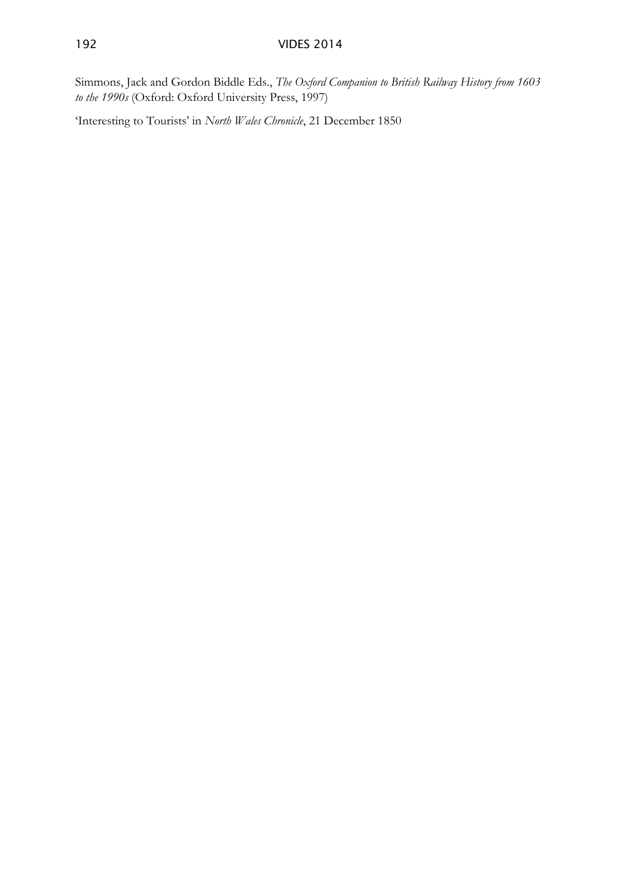Simmons, Jack and Gordon Biddle Eds., *The Oxford Companion to British Railway History from 1603 to the 1990s* (Oxford: Oxford University Press, 1997)

'Interesting to Tourists' in *North Wales Chronicle*, 21 December 1850